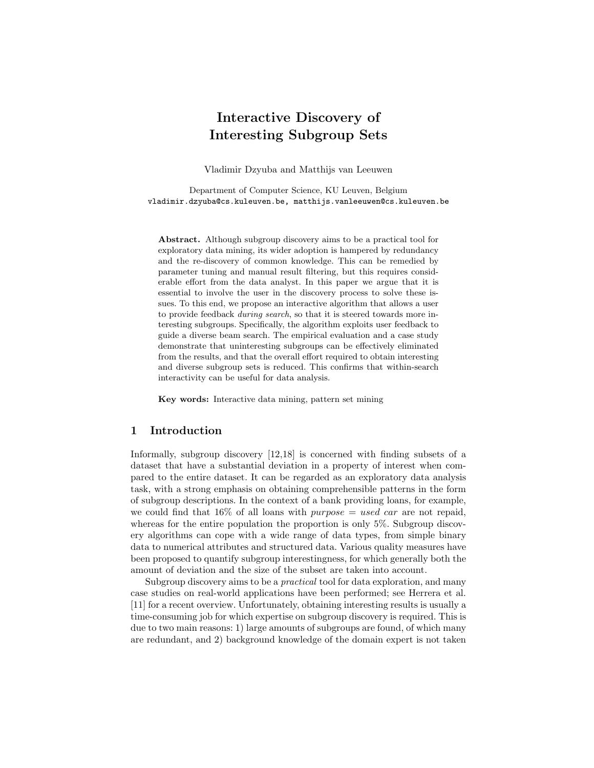# Interactive Discovery of Interesting Subgroup Sets

Vladimir Dzyuba and Matthijs van Leeuwen

Department of Computer Science, KU Leuven, Belgium
vladimir.dzyuba@cs.kuleuven.be, matthijs.vanleeuwen@cs.kuleuven.be

**Abstract.** Although subgroup discovery aims to be a practical tool for exploratory data mining, its wider adoption is hampered by redundancy and the re-discovery of common knowledge. This can be remedied by parameter tuning and manual result filtering, but this requires considerable effort from the data analyst. In this paper we argue that it is essential to involve the user in the discovery process to solve these issues. To this end, we propose an interactive algorithm that allows a user to provide feedback *during search*, so that it is steered towards more interesting subgroups. Specifically, the algorithm exploits user feedback to guide a diverse beam search. The empirical evaluation and a case study demonstrate that uninteresting subgroups can be effectively eliminated from the results, and that the overall effort required to obtain interesting and diverse subgroup sets is reduced. This confirms that within-search interactivity can be useful for data analysis.

**Key words:** Interactive data mining, pattern set mining

## 1 Introduction

Informally, subgroup discovery [12,18] is concerned with finding subsets of a dataset that have a substantial deviation in a property of interest when compared to the entire dataset. It can be regarded as an exploratory data analysis task, with a strong emphasis on obtaining comprehensible patterns in the form of subgroup descriptions. In the context of a bank providing loans, for example, we could find that 16% of all loans with *purpose* = *used car* are not repaid, whereas for the entire population the proportion is only 5%. Subgroup discovery algorithms can cope with a wide range of data types, from simple binary data to numerical attributes and structured data. Various quality measures have been proposed to quantify subgroup interestingness, for which generally both the amount of deviation and the size of the subset are taken into account.

Subgroup discovery aims to be a *practical* tool for data exploration, and many case studies on real-world applications have been performed; see Herrera et al. [11] for a recent overview. Unfortunately, obtaining interesting results is usually a time-consuming job for which expertise on subgroup discovery is required. This is due to two main reasons: 1) large amounts of subgroups are found, of which many are redundant, and 2) background knowledge of the domain expert is not taken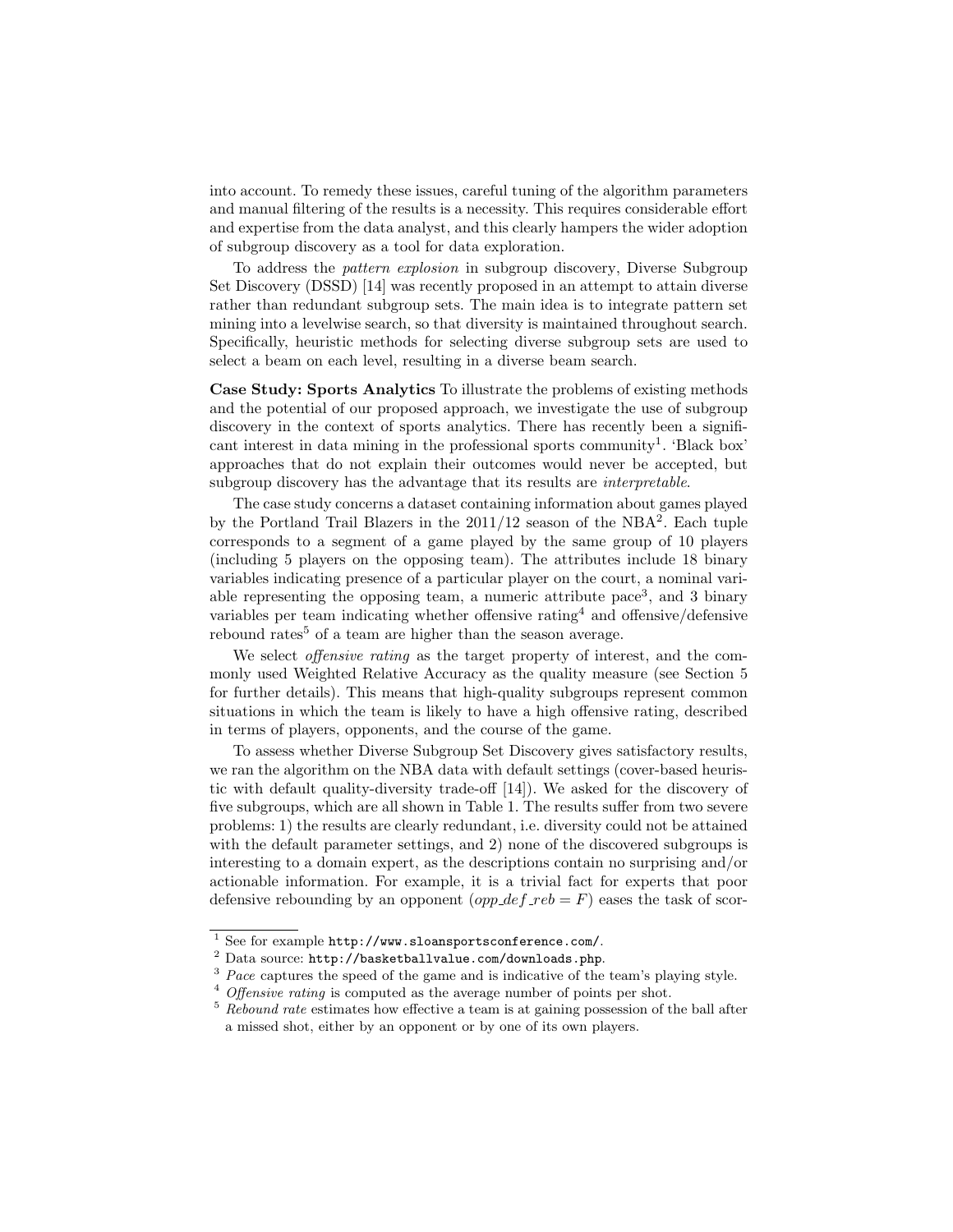into account. To remedy these issues, careful tuning of the algorithm parameters and manual filtering of the results is a necessity. This requires considerable effort and expertise from the data analyst, and this clearly hampers the wider adoption of subgroup discovery as a tool for data exploration.

To address the *pattern explosion* in subgroup discovery, Diverse Subgroup Set Discovery (DSSD) [14] was recently proposed in an attempt to attain diverse rather than redundant subgroup sets. The main idea is to integrate pattern set mining into a levelwise search, so that diversity is maintained throughout search. Specifically, heuristic methods for selecting diverse subgroup sets are used to select a beam on each level, resulting in a diverse beam search.

**Case Study: Sports Analytics** To illustrate the problems of existing methods and the potential of our proposed approach, we investigate the use of subgroup discovery in the context of sports analytics. There has recently been a significant interest in data mining in the professional sports community[1]. 'Black box' approaches that do not explain their outcomes would never be accepted, but subgroup discovery has the advantage that its results are *interpretable*.

The case study concerns a dataset containing information about games played by the Portland Trail Blazers in the 2011/12 season of the NBA[2]. Each tuple corresponds to a segment of a game played by the same group of 10 players (including 5 players on the opposing team). The attributes include 18 binary variables indicating presence of a particular player on the court, a nominal variable representing the opposing team, a numeric attribute pace[3], and 3 binary variables per team indicating whether offensive rating[4] and offensive/defensive rebound rates[5] of a team are higher than the season average.

We select *offensive rating* as the target property of interest, and the commonly used Weighted Relative Accuracy as the quality measure (see Section 5 for further details). This means that high-quality subgroups represent common situations in which the team is likely to have a high offensive rating, described in terms of players, opponents, and the course of the game.

To assess whether Diverse Subgroup Set Discovery gives satisfactory results, we ran the algorithm on the NBA data with default settings (cover-based heuristic with default quality-diversity trade-off [14]). We asked for the discovery of five subgroups, which are all shown in Table 1. The results suffer from two severe problems: 1) the results are clearly redundant, i.e. diversity could not be attained with the default parameter settings, and 2) none of the discovered subgroups is interesting to a domain expert, as the descriptions contain no surprising and/or actionable information. For example, it is a trivial fact for experts that poor defensive rebounding by an opponent ($opp\_def\_reb = F$) eases the task of scor-

---

[1] See for example `http://www.sloansportsconference.com/`.

[2] Data source: `http://basketballvalue.com/downloads.php`.

[3] *Pace* captures the speed of the game and is indicative of the team's playing style.

[4] *Offensive rating* is computed as the average number of points per shot.

[5] *Rebound rate* estimates how effective a team is at gaining possession of the ball after a missed shot, either by an opponent or by one of its own players.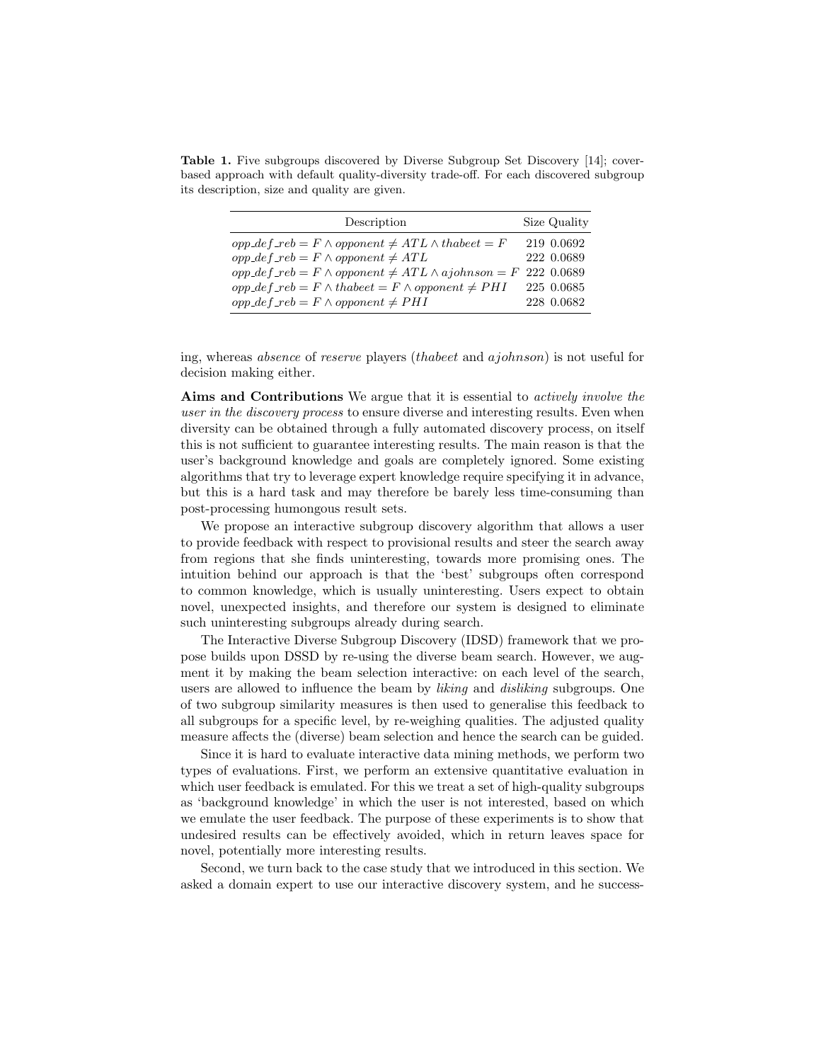**Table 1.** Five subgroups discovered by Diverse Subgroup Set Discovery [14]; cover-based approach with default quality-diversity trade-off. For each discovered subgroup its description, size and quality are given.

| Description | Size | Quality |
|---|---|---|
| $opp\_def\_reb = F \wedge opponent \neq ATL \wedge thabeet = F$ | 219 | 0.0692 |
| $opp\_def\_reb = F \wedge opponent \neq ATL$ | 222 | 0.0689 |
| $opp\_def\_reb = F \wedge opponent \neq ATL \wedge ajohnson = F$ | 222 | 0.0689 |
| $opp\_def\_reb = F \wedge thabeet = F \wedge opponent \neq PHI$ | 225 | 0.0685 |
| $opp\_def\_reb = F \wedge opponent \neq PHI$ | 228 | 0.0682 |

ing, whereas *absence* of *reserve* players (*thabeet* and *ajohnson*) is not useful for decision making either.

**Aims and Contributions** We argue that it is essential to *actively involve the user in the discovery process* to ensure diverse and interesting results. Even when diversity can be obtained through a fully automated discovery process, on itself this is not sufficient to guarantee interesting results. The main reason is that the user's background knowledge and goals are completely ignored. Some existing algorithms that try to leverage expert knowledge require specifying it in advance, but this is a hard task and may therefore be barely less time-consuming than post-processing humongous result sets.

We propose an interactive subgroup discovery algorithm that allows a user to provide feedback with respect to provisional results and steer the search away from regions that she finds uninteresting, towards more promising ones. The intuition behind our approach is that the 'best' subgroups often correspond to common knowledge, which is usually uninteresting. Users expect to obtain novel, unexpected insights, and therefore our system is designed to eliminate such uninteresting subgroups already during search.

The Interactive Diverse Subgroup Discovery (IDSD) framework that we propose builds upon DSSD by re-using the diverse beam search. However, we augment it by making the beam selection interactive: on each level of the search, users are allowed to influence the beam by *liking* and *disliking* subgroups. One of two subgroup similarity measures is then used to generalise this feedback to all subgroups for a specific level, by re-weighing qualities. The adjusted quality measure affects the (diverse) beam selection and hence the search can be guided.

Since it is hard to evaluate interactive data mining methods, we perform two types of evaluations. First, we perform an extensive quantitative evaluation in which user feedback is emulated. For this we treat a set of high-quality subgroups as 'background knowledge' in which the user is not interested, based on which we emulate the user feedback. The purpose of these experiments is to show that undesired results can be effectively avoided, which in return leaves space for novel, potentially more interesting results.

Second, we turn back to the case study that we introduced in this section. We asked a domain expert to use our interactive discovery system, and he success-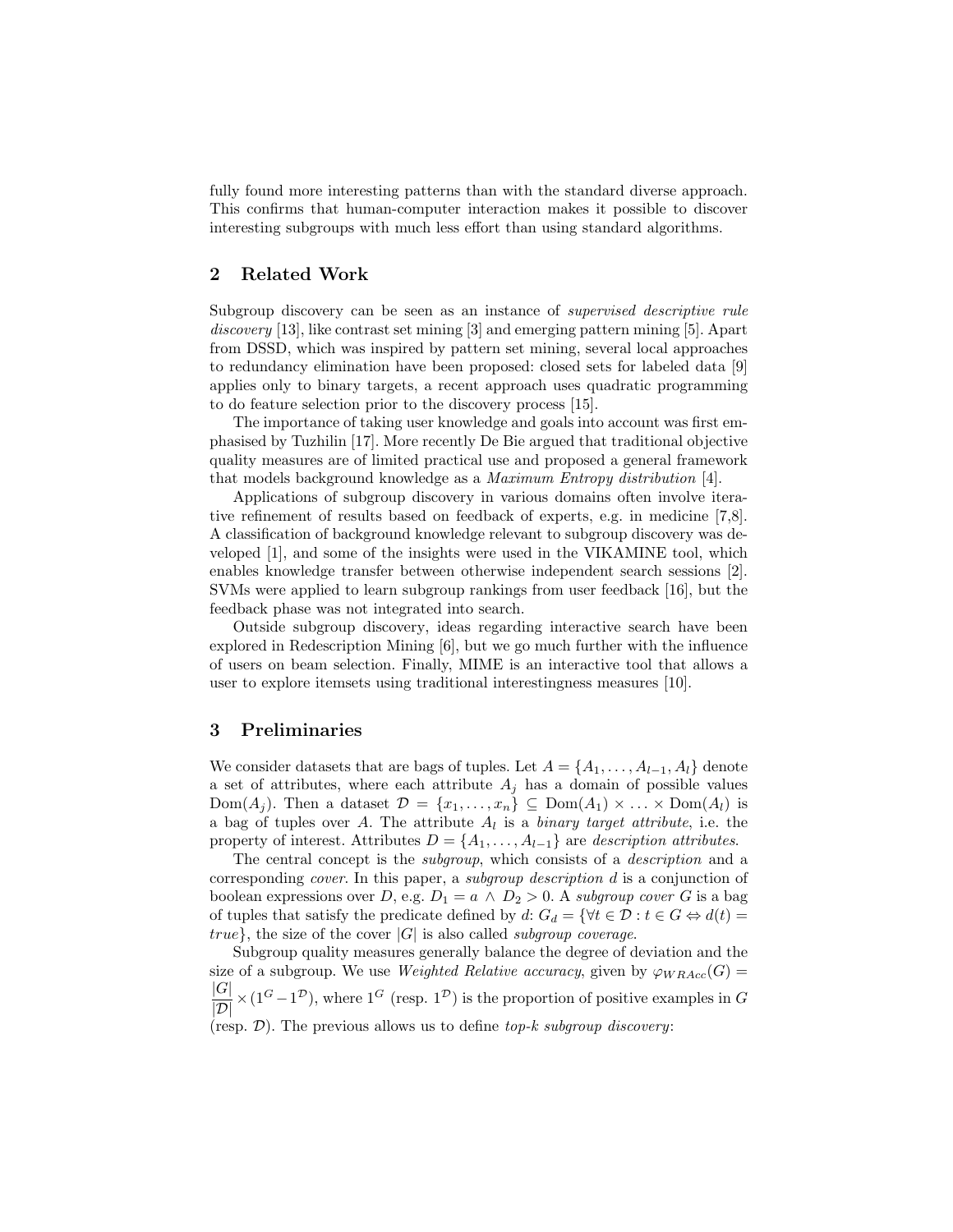fully found more interesting patterns than with the standard diverse approach. This confirms that human-computer interaction makes it possible to discover interesting subgroups with much less effort than using standard algorithms.

## 2 Related Work

Subgroup discovery can be seen as an instance of *supervised descriptive rule discovery* [13], like contrast set mining [3] and emerging pattern mining [5]. Apart from DSSD, which was inspired by pattern set mining, several local approaches to redundancy elimination have been proposed: closed sets for labeled data [9] applies only to binary targets, a recent approach uses quadratic programming to do feature selection prior to the discovery process [15].

The importance of taking user knowledge and goals into account was first emphasised by Tuzhilin [17]. More recently De Bie argued that traditional objective quality measures are of limited practical use and proposed a general framework that models background knowledge as a *Maximum Entropy distribution* [4].

Applications of subgroup discovery in various domains often involve iterative refinement of results based on feedback of experts, e.g. in medicine [7,8]. A classification of background knowledge relevant to subgroup discovery was developed [1], and some of the insights were used in the VIKAMINE tool, which enables knowledge transfer between otherwise independent search sessions [2]. SVMs were applied to learn subgroup rankings from user feedback [16], but the feedback phase was not integrated into search.

Outside subgroup discovery, ideas regarding interactive search have been explored in Redescription Mining [6], but we go much further with the influence of users on beam selection. Finally, MIME is an interactive tool that allows a user to explore itemsets using traditional interestingness measures [10].

## 3 Preliminaries

We consider datasets that are bags of tuples. Let $A = \{A_1, \ldots, A_{l-1}, A_l\}$ denote a set of attributes, where each attribute $A_j$ has a domain of possible values $\text{Dom}(A_j)$. Then a dataset $\mathcal{D} = \{x_1, \ldots, x_n\} \subseteq \text{Dom}(A_1) \times \ldots \times \text{Dom}(A_l)$ is a bag of tuples over $A$. The attribute $A_l$ is a *binary target attribute*, i.e. the property of interest. Attributes $D = \{A_1, \ldots, A_{l-1}\}$ are *description attributes*.

The central concept is the *subgroup*, which consists of a *description* and a corresponding *cover*. In this paper, a *subgroup description* $d$ is a conjunction of boolean expressions over $D$, e.g. $D_1 = a \wedge D_2 > 0$. A *subgroup cover* $G$ is a bag of tuples that satisfy the predicate defined by $d$: $G_d = \{\forall t \in \mathcal{D} : t \in G \Leftrightarrow d(t) = true\}$, the size of the cover $|G|$ is also called *subgroup coverage*.

Subgroup quality measures generally balance the degree of deviation and the size of a subgroup. We use *Weighted Relative accuracy*, given by $\varphi_{WRAcc}(G) = \dfrac{|G|}{|\mathcal{D}|} \times (1^G - 1^{\mathcal{D}})$, where $1^G$ (resp. $1^{\mathcal{D}}$) is the proportion of positive examples in $G$ (resp. $\mathcal{D}$). The previous allows us to define *top-k subgroup discovery*: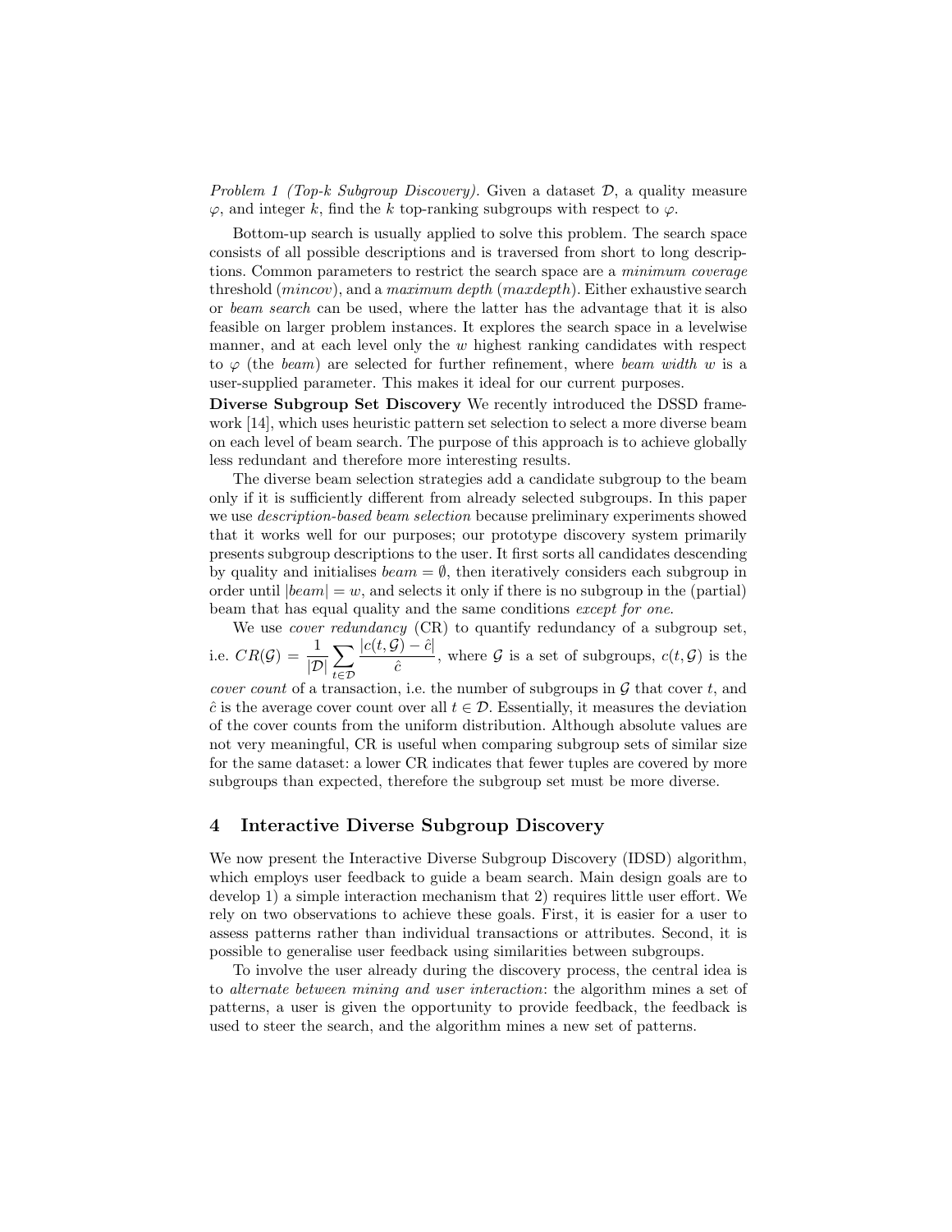*Problem 1 (Top-k Subgroup Discovery).* Given a dataset $\mathcal{D}$, a quality measure $\varphi$, and integer $k$, find the $k$ top-ranking subgroups with respect to $\varphi$.

Bottom-up search is usually applied to solve this problem. The search space consists of all possible descriptions and is traversed from short to long descriptions. Common parameters to restrict the search space are a *minimum coverage* threshold (*mincov*), and a *maximum depth* (*maxdepth*). Either exhaustive search or *beam search* can be used, where the latter has the advantage that it is also feasible on larger problem instances. It explores the search space in a levelwise manner, and at each level only the $w$ highest ranking candidates with respect to $\varphi$ (the *beam*) are selected for further refinement, where *beam width* $w$ is a user-supplied parameter. This makes it ideal for our current purposes.

**Diverse Subgroup Set Discovery** We recently introduced the DSSD framework [14], which uses heuristic pattern set selection to select a more diverse beam on each level of beam search. The purpose of this approach is to achieve globally less redundant and therefore more interesting results.

The diverse beam selection strategies add a candidate subgroup to the beam only if it is sufficiently different from already selected subgroups. In this paper we use *description-based beam selection* because preliminary experiments showed that it works well for our purposes; our prototype discovery system primarily presents subgroup descriptions to the user. It first sorts all candidates descending by quality and initialises $beam = \emptyset$, then iteratively considers each subgroup in order until $|beam| = w$, and selects it only if there is no subgroup in the (partial) beam that has equal quality and the same conditions *except for one*.

We use *cover redundancy* (CR) to quantify redundancy of a subgroup set, i.e. $CR(\mathcal{G}) = \frac{1}{|\mathcal{D}|} \sum_{t \in \mathcal{D}} \frac{|c(t, \mathcal{G}) - \hat{c}|}{\hat{c}}$, where $\mathcal{G}$ is a set of subgroups, $c(t, \mathcal{G})$ is the *cover count* of a transaction, i.e. the number of subgroups in $\mathcal{G}$ that cover $t$, and $\hat{c}$ is the average cover count over all $t \in \mathcal{D}$. Essentially, it measures the deviation of the cover counts from the uniform distribution. Although absolute values are not very meaningful, CR is useful when comparing subgroup sets of similar size for the same dataset: a lower CR indicates that fewer tuples are covered by more subgroups than expected, therefore the subgroup set must be more diverse.

## 4 Interactive Diverse Subgroup Discovery

We now present the Interactive Diverse Subgroup Discovery (IDSD) algorithm, which employs user feedback to guide a beam search. Main design goals are to develop 1) a simple interaction mechanism that 2) requires little user effort. We rely on two observations to achieve these goals. First, it is easier for a user to assess patterns rather than individual transactions or attributes. Second, it is possible to generalise user feedback using similarities between subgroups.

To involve the user already during the discovery process, the central idea is to *alternate between mining and user interaction*: the algorithm mines a set of patterns, a user is given the opportunity to provide feedback, the feedback is used to steer the search, and the algorithm mines a new set of patterns.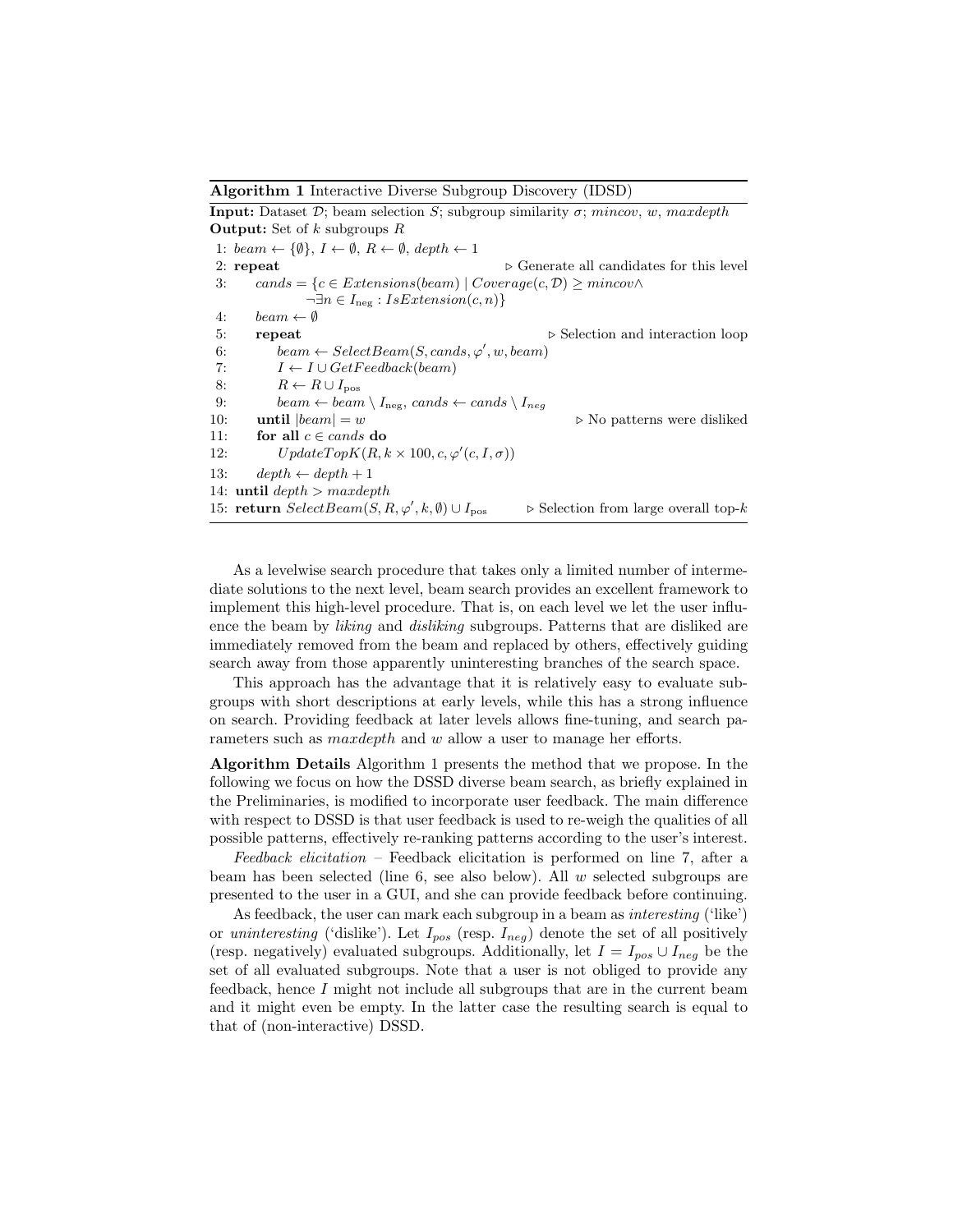**Algorithm 1** Interactive Diverse Subgroup Discovery (IDSD)

**Input:** Dataset $\mathcal{D}$; beam selection $S$; subgroup similarity $\sigma$; $mincov$, $w$, $maxdepth$
**Output:** Set of $k$ subgroups $R$

```
 1: beam ← {∅}, I ← ∅, R ← ∅, depth ← 1
 2: repeat                                              ▷ Generate all candidates for this level
 3:     cands = {c ∈ Extensions(beam) | Coverage(c, D) ≥ mincov ∧
                ¬∃n ∈ I_neg : IsExtension(c, n)}
 4:     beam ← ∅
 5:     repeat                                          ▷ Selection and interaction loop
 6:         beam ← SelectBeam(S, cands, φ', w, beam)
 7:         I ← I ∪ GetFeedback(beam)
 8:         R ← R ∪ I_pos
 9:         beam ← beam \ I_neg, cands ← cands \ I_neg
10:     until |beam| = w                                ▷ No patterns were disliked
11:     for all c ∈ cands do
12:         UpdateTopK(R, k × 100, c, φ'(c, I, σ))
13:     depth ← depth + 1
14: until depth > maxdepth
15: return SelectBeam(S, R, φ', k, ∅) ∪ I_pos           ▷ Selection from large overall top-k
```

As a levelwise search procedure that takes only a limited number of intermediate solutions to the next level, beam search provides an excellent framework to implement this high-level procedure. That is, on each level we let the user influence the beam by *liking* and *disliking* subgroups. Patterns that are disliked are immediately removed from the beam and replaced by others, effectively guiding search away from those apparently uninteresting branches of the search space.

This approach has the advantage that it is relatively easy to evaluate subgroups with short descriptions at early levels, while this has a strong influence on search. Providing feedback at later levels allows fine-tuning, and search parameters such as $maxdepth$ and $w$ allow a user to manage her efforts.

**Algorithm Details** Algorithm 1 presents the method that we propose. In the following we focus on how the DSSD diverse beam search, as briefly explained in the Preliminaries, is modified to incorporate user feedback. The main difference with respect to DSSD is that user feedback is used to re-weigh the qualities of all possible patterns, effectively re-ranking patterns according to the user's interest.

*Feedback elicitation* – Feedback elicitation is performed on line 7, after a beam has been selected (line 6, see also below). All $w$ selected subgroups are presented to the user in a GUI, and she can provide feedback before continuing.

As feedback, the user can mark each subgroup in a beam as *interesting* ('like') or *uninteresting* ('dislike'). Let $I_{pos}$ (resp. $I_{neg}$) denote the set of all positively (resp. negatively) evaluated subgroups. Additionally, let $I = I_{pos} \cup I_{neg}$ be the set of all evaluated subgroups. Note that a user is not obliged to provide any feedback, hence $I$ might not include all subgroups that are in the current beam and it might even be empty. In the latter case the resulting search is equal to that of (non-interactive) DSSD.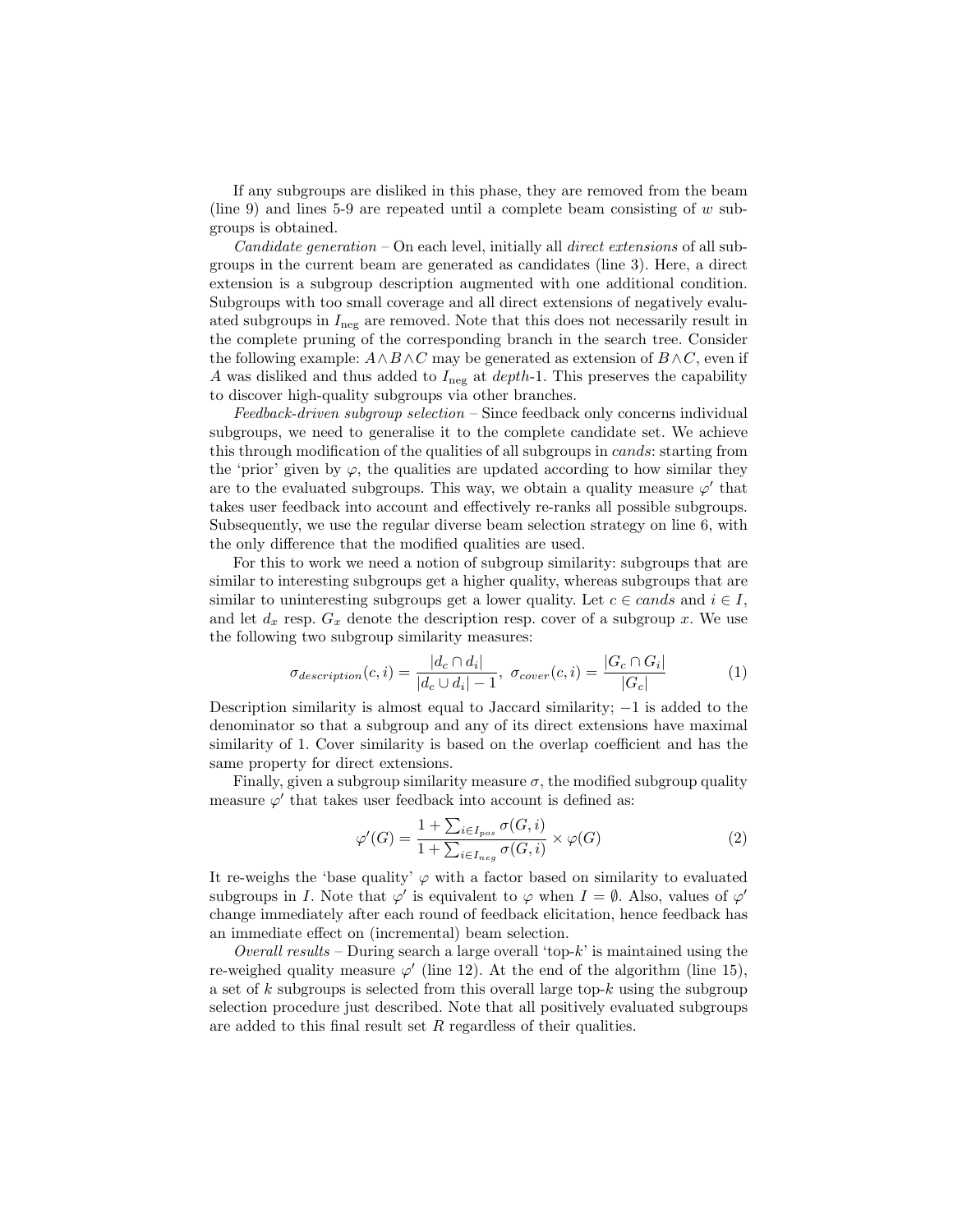If any subgroups are disliked in this phase, they are removed from the beam (line 9) and lines 5-9 are repeated until a complete beam consisting of $w$ subgroups is obtained.

*Candidate generation* – On each level, initially all *direct extensions* of all subgroups in the current beam are generated as candidates (line 3). Here, a direct extension is a subgroup description augmented with one additional condition. Subgroups with too small coverage and all direct extensions of negatively evaluated subgroups in $I_{\text{neg}}$ are removed. Note that this does not necessarily result in the complete pruning of the corresponding branch in the search tree. Consider the following example: $A \wedge B \wedge C$ may be generated as extension of $B \wedge C$, even if $A$ was disliked and thus added to $I_{\text{neg}}$ at *depth*-1. This preserves the capability to discover high-quality subgroups via other branches.

*Feedback-driven subgroup selection* – Since feedback only concerns individual subgroups, we need to generalise it to the complete candidate set. We achieve this through modification of the qualities of all subgroups in *cands*: starting from the 'prior' given by $\varphi$, the qualities are updated according to how similar they are to the evaluated subgroups. This way, we obtain a quality measure $\varphi'$ that takes user feedback into account and effectively re-ranks all possible subgroups. Subsequently, we use the regular diverse beam selection strategy on line 6, with the only difference that the modified qualities are used.

For this to work we need a notion of subgroup similarity: subgroups that are similar to interesting subgroups get a higher quality, whereas subgroups that are similar to uninteresting subgroups get a lower quality. Let $c \in cands$ and $i \in I$, and let $d_x$ resp. $G_x$ denote the description resp. cover of a subgroup $x$. We use the following two subgroup similarity measures:

$$\sigma_{description}(c, i) = \frac{|d_c \cap d_i|}{|d_c \cup d_i| - 1},\ \sigma_{cover}(c, i) = \frac{|G_c \cap G_i|}{|G_c|} \tag{1}$$

Description similarity is almost equal to Jaccard similarity; $-1$ is added to the denominator so that a subgroup and any of its direct extensions have maximal similarity of 1. Cover similarity is based on the overlap coefficient and has the same property for direct extensions.

Finally, given a subgroup similarity measure $\sigma$, the modified subgroup quality measure $\varphi'$ that takes user feedback into account is defined as:

$$\varphi'(G) = \frac{1 + \sum_{i \in I_{pos}} \sigma(G, i)}{1 + \sum_{i \in I_{neg}} \sigma(G, i)} \times \varphi(G) \tag{2}$$

It re-weighs the 'base quality' $\varphi$ with a factor based on similarity to evaluated subgroups in $I$. Note that $\varphi'$ is equivalent to $\varphi$ when $I = \emptyset$. Also, values of $\varphi'$ change immediately after each round of feedback elicitation, hence feedback has an immediate effect on (incremental) beam selection.

*Overall results* – During search a large overall 'top-$k$' is maintained using the re-weighed quality measure $\varphi'$ (line 12). At the end of the algorithm (line 15), a set of $k$ subgroups is selected from this overall large top-$k$ using the subgroup selection procedure just described. Note that all positively evaluated subgroups are added to this final result set $R$ regardless of their qualities.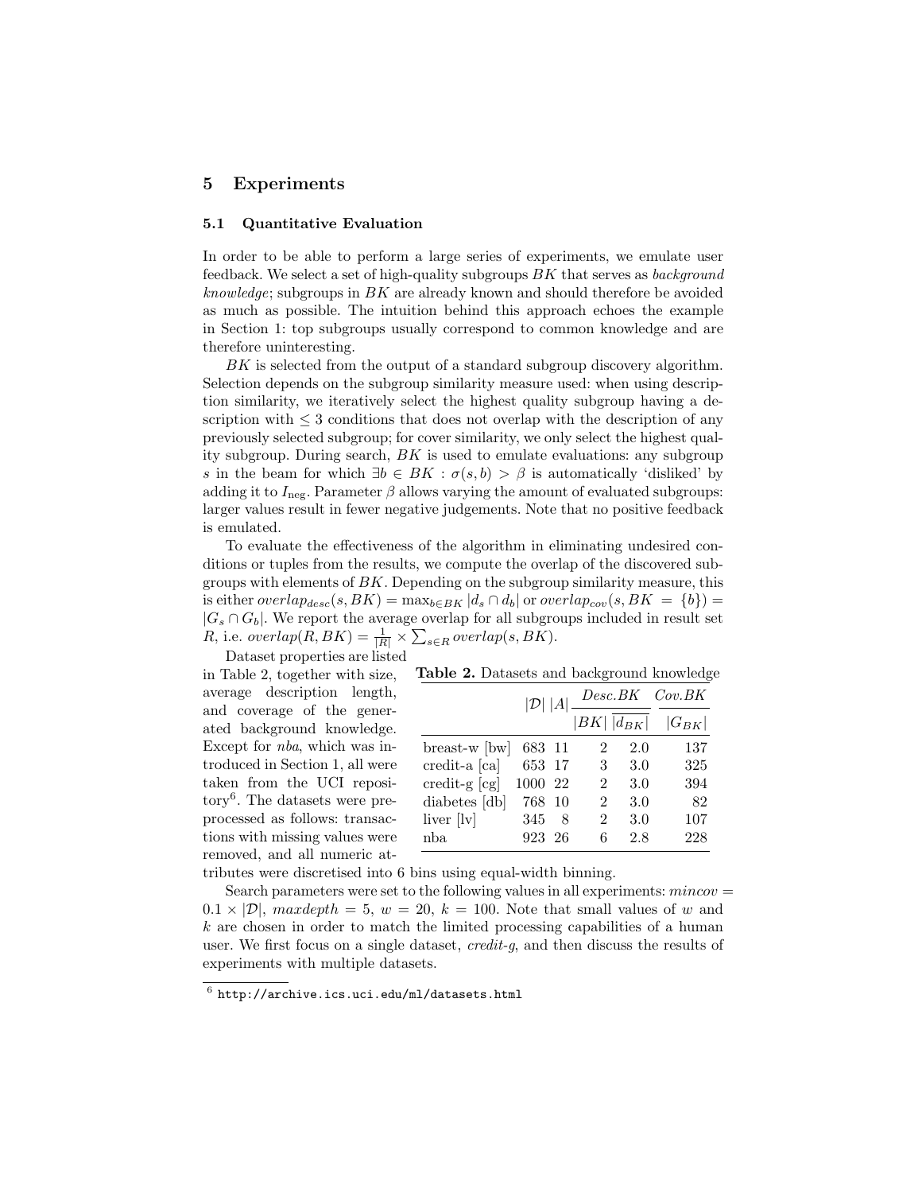## 5 Experiments

### 5.1 Quantitative Evaluation

In order to be able to perform a large series of experiments, we emulate user feedback. We select a set of high-quality subgroups $BK$ that serves as *background knowledge*; subgroups in $BK$ are already known and should therefore be avoided as much as possible. The intuition behind this approach echoes the example in Section 1: top subgroups usually correspond to common knowledge and are therefore uninteresting.

$BK$ is selected from the output of a standard subgroup discovery algorithm. Selection depends on the subgroup similarity measure used: when using description similarity, we iteratively select the highest quality subgroup having a description with $\leq 3$ conditions that does not overlap with the description of any previously selected subgroup; for cover similarity, we only select the highest quality subgroup. During search, $BK$ is used to emulate evaluations: any subgroup $s$ in the beam for which $\exists b \in BK : \sigma(s, b) > \beta$ is automatically 'disliked' by adding it to $I_{\text{neg}}$. Parameter $\beta$ allows varying the amount of evaluated subgroups: larger values result in fewer negative judgements. Note that no positive feedback is emulated.

To evaluate the effectiveness of the algorithm in eliminating undesired conditions or tuples from the results, we compute the overlap of the discovered subgroups with elements of $BK$. Depending on the subgroup similarity measure, this is either $overlap_{desc}(s, BK) = \max_{b \in BK} |d_s \cap d_b|$ or $overlap_{cov}(s, BK = \{b\}) = |G_s \cap G_b|$. We report the average overlap for all subgroups included in result set $R$, i.e. $overlap(R, BK) = \frac{1}{|R|} \times \sum_{s \in R} overlap(s, BK)$.

Dataset properties are listed in Table 2, together with size, average description length, and coverage of the generated background knowledge. Except for *nba*, which was introduced in Section 1, all were taken from the UCI repository[6]. The datasets were preprocessed as follows: transactions with missing values were removed, and all numeric attributes were discretised into 6 bins using equal-width binning.

**Table 2.** Datasets and background knowledge

| | $\lvert\mathcal{D}\rvert$ | $\lvert A\rvert$ | *Desc.BK* | | *Cov.BK* |
|---|---|---|---|---|---|
| | | | $\lvert BK\rvert$ | $\overline{\lvert d_{BK}\rvert}$ | $\lvert G_{BK}\rvert$ |
| breast-w [bw] | 683 | 11 | 2 | 2.0 | 137 |
| credit-a [ca] | 653 | 17 | 3 | 3.0 | 325 |
| credit-g [cg] | 1000 | 22 | 2 | 3.0 | 394 |
| diabetes [db] | 768 | 10 | 2 | 3.0 | 82 |
| liver [lv] | 345 | 8 | 2 | 3.0 | 107 |
| nba | 923 | 26 | 6 | 2.8 | 228 |

Search parameters were set to the following values in all experiments: $mincov = 0.1 \times |\mathcal{D}|$, $maxdepth = 5$, $w = 20$, $k = 100$. Note that small values of $w$ and $k$ are chosen in order to match the limited processing capabilities of a human user. We first focus on a single dataset, *credit-g*, and then discuss the results of experiments with multiple datasets.

[6] `http://archive.ics.uci.edu/ml/datasets.html`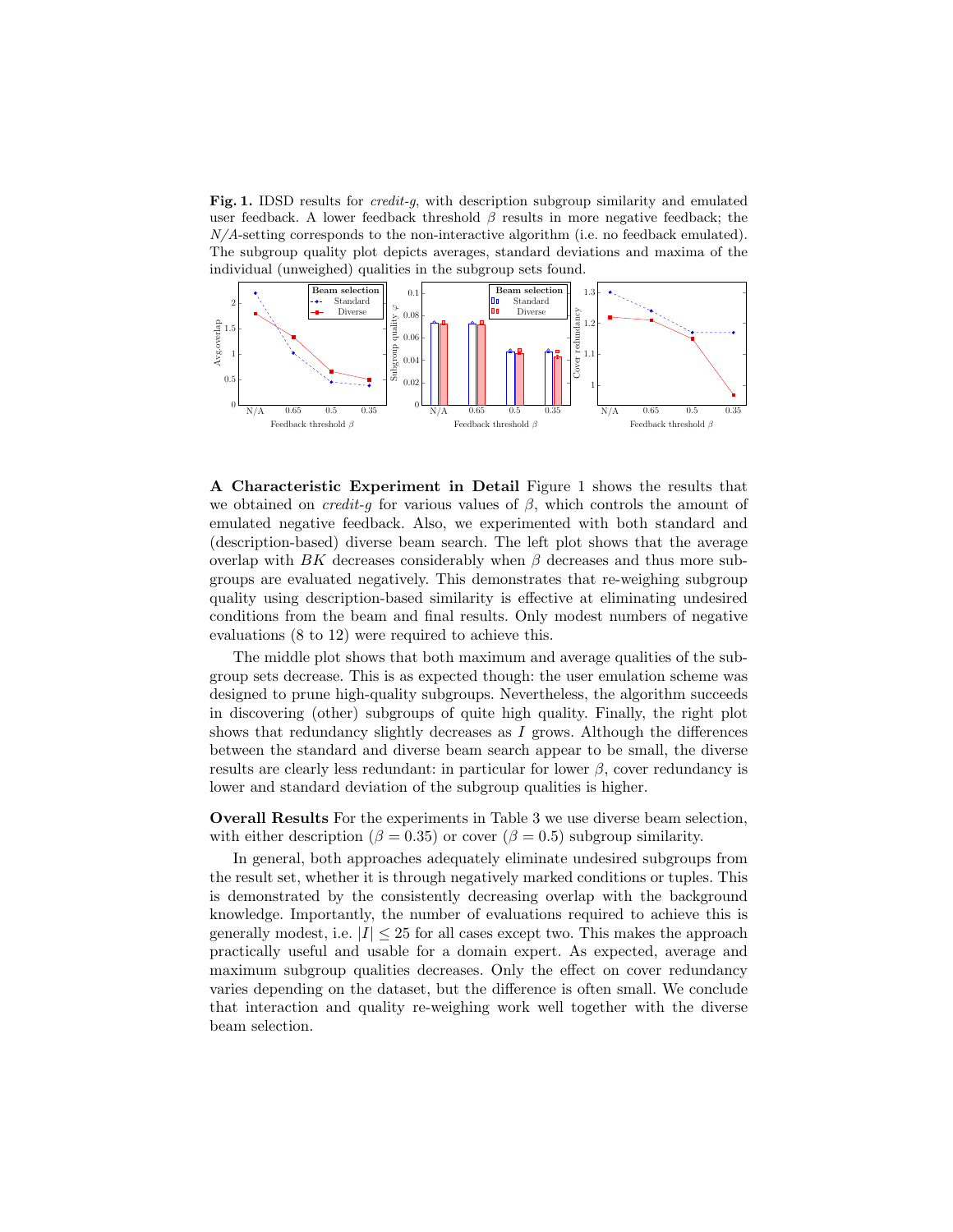**Fig. 1.** IDSD results for *credit-g*, with description subgroup similarity and emulated user feedback. A lower feedback threshold $\beta$ results in more negative feedback; the *N/A*-setting corresponds to the non-interactive algorithm (i.e. no feedback emulated). The subgroup quality plot depicts averages, standard deviations and maxima of the individual (unweighed) qualities in the subgroup sets found.

**A Characteristic Experiment in Detail** Figure 1 shows the results that we obtained on *credit-g* for various values of $\beta$, which controls the amount of emulated negative feedback. Also, we experimented with both standard and (description-based) diverse beam search. The left plot shows that the average overlap with $BK$ decreases considerably when $\beta$ decreases and thus more subgroups are evaluated negatively. This demonstrates that re-weighing subgroup quality using description-based similarity is effective at eliminating undesired conditions from the beam and final results. Only modest numbers of negative evaluations (8 to 12) were required to achieve this.

The middle plot shows that both maximum and average qualities of the subgroup sets decrease. This is as expected though: the user emulation scheme was designed to prune high-quality subgroups. Nevertheless, the algorithm succeeds in discovering (other) subgroups of quite high quality. Finally, the right plot shows that redundancy slightly decreases as $I$ grows. Although the differences between the standard and diverse beam search appear to be small, the diverse results are clearly less redundant: in particular for lower $\beta$, cover redundancy is lower and standard deviation of the subgroup qualities is higher.

**Overall Results** For the experiments in Table 3 we use diverse beam selection, with either description ($\beta = 0.35$) or cover ($\beta = 0.5$) subgroup similarity.

In general, both approaches adequately eliminate undesired subgroups from the result set, whether it is through negatively marked conditions or tuples. This is demonstrated by the consistently decreasing overlap with the background knowledge. Importantly, the number of evaluations required to achieve this is generally modest, i.e. $|I| \leq 25$ for all cases except two. This makes the approach practically useful and usable for a domain expert. As expected, average and maximum subgroup qualities decreases. Only the effect on cover redundancy varies depending on the dataset, but the difference is often small. We conclude that interaction and quality re-weighing work well together with the diverse beam selection.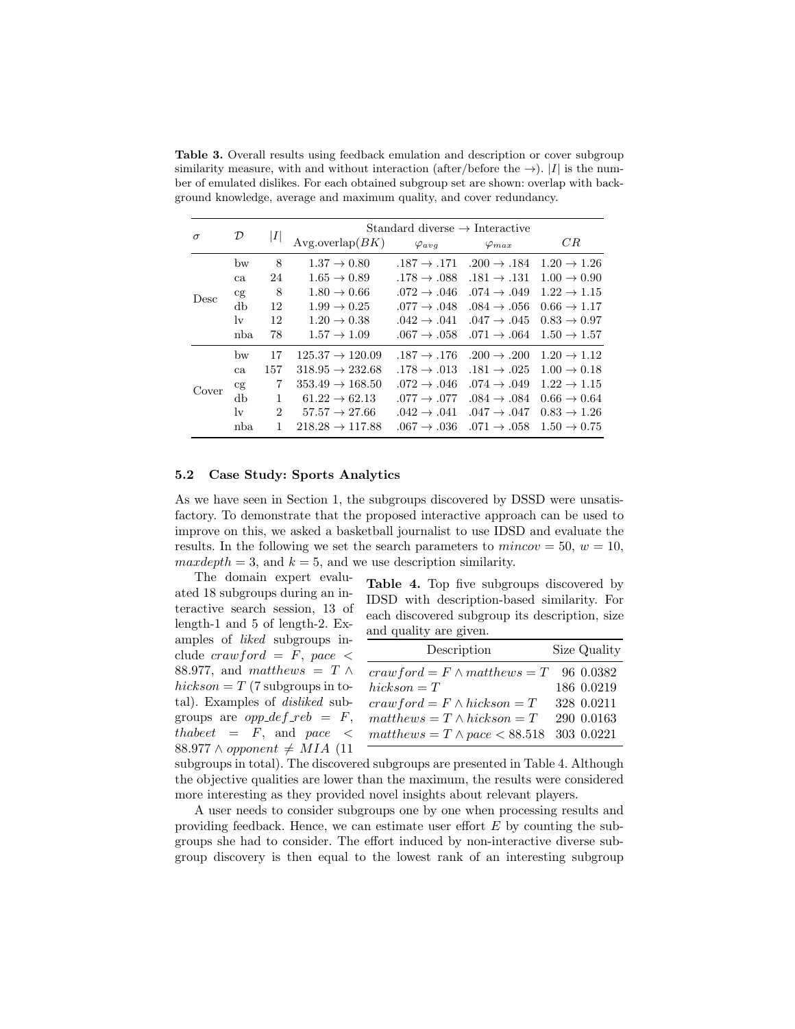**Table 3.** Overall results using feedback emulation and description or cover subgroup similarity measure, with and without interaction (after/before the $\rightarrow$). $|I|$ is the number of emulated dislikes. For each obtained subgroup set are shown: overlap with background knowledge, average and maximum quality, and cover redundancy.

| $\sigma$ | $\mathcal{D}$ | $\|I\|$ | Standard diverse $\rightarrow$ Interactive | | | |
|---|---|---|---|---|---|---|
| | | | Avg.overlap($BK$) | $\varphi_{avg}$ | $\varphi_{max}$ | $CR$ |
| Desc | bw | 8 | $1.37 \rightarrow 0.80$ | $.187 \rightarrow .171$ | $.200 \rightarrow .184$ | $1.20 \rightarrow 1.26$ |
| | ca | 24 | $1.65 \rightarrow 0.89$ | $.178 \rightarrow .088$ | $.181 \rightarrow .131$ | $1.00 \rightarrow 0.90$ |
| | cg | 8 | $1.80 \rightarrow 0.66$ | $.072 \rightarrow .046$ | $.074 \rightarrow .049$ | $1.22 \rightarrow 1.15$ |
| | db | 12 | $1.99 \rightarrow 0.25$ | $.077 \rightarrow .048$ | $.084 \rightarrow .056$ | $0.66 \rightarrow 1.17$ |
| | lv | 12 | $1.20 \rightarrow 0.38$ | $.042 \rightarrow .041$ | $.047 \rightarrow .045$ | $0.83 \rightarrow 0.97$ |
| | nba | 78 | $1.57 \rightarrow 1.09$ | $.067 \rightarrow .058$ | $.071 \rightarrow .064$ | $1.50 \rightarrow 1.57$ |
| Cover | bw | 17 | $125.37 \rightarrow 120.09$ | $.187 \rightarrow .176$ | $.200 \rightarrow .200$ | $1.20 \rightarrow 1.12$ |
| | ca | 157 | $318.95 \rightarrow 232.68$ | $.178 \rightarrow .013$ | $.181 \rightarrow .025$ | $1.00 \rightarrow 0.18$ |
| | cg | 7 | $353.49 \rightarrow 168.50$ | $.072 \rightarrow .046$ | $.074 \rightarrow .049$ | $1.22 \rightarrow 1.15$ |
| | db | 1 | $61.22 \rightarrow 62.13$ | $.077 \rightarrow .077$ | $.084 \rightarrow .084$ | $0.66 \rightarrow 0.64$ |
| | lv | 2 | $57.57 \rightarrow 27.66$ | $.042 \rightarrow .041$ | $.047 \rightarrow .047$ | $0.83 \rightarrow 1.26$ |
| | nba | 1 | $218.28 \rightarrow 117.88$ | $.067 \rightarrow .036$ | $.071 \rightarrow .058$ | $1.50 \rightarrow 0.75$ |

### 5.2 Case Study: Sports Analytics

As we have seen in Section 1, the subgroups discovered by DSSD were unsatisfactory. To demonstrate that the proposed interactive approach can be used to improve on this, we asked a basketball journalist to use IDSD and evaluate the results. In the following we set the search parameters to $mincov = 50$, $w = 10$, $maxdepth = 3$, and $k = 5$, and we use description similarity.

The domain expert evaluated 18 subgroups during an interactive search session, 13 of length-1 and 5 of length-2. Examples of *liked* subgroups include $crawford = F$, $pace < 88.977$, and $matthews = T \wedge hickson = T$ (7 subgroups in total). Examples of *disliked* subgroups are $opp\_def\_reb = F$, $thabeet = F$, and $pace < 88.977 \wedge opponent \neq MIA$ (11 subgroups in total). The discovered subgroups are presented in Table 4. Although the objective qualities are lower than the maximum, the results were considered more interesting as they provided novel insights about relevant players.

**Table 4.** Top five subgroups discovered by IDSD with description-based similarity. For each discovered subgroup its description, size and quality are given.

| Description | Size | Quality |
|---|---|---|
| $crawford = F \wedge matthews = T$ | 96 | 0.0382 |
| $hickson = T$ | 186 | 0.0219 |
| $crawford = F \wedge hickson = T$ | 328 | 0.0211 |
| $matthews = T \wedge hickson = T$ | 290 | 0.0163 |
| $matthews = T \wedge pace < 88.518$ | 303 | 0.0221 |

A user needs to consider subgroups one by one when processing results and providing feedback. Hence, we can estimate user effort $E$ by counting the subgroups she had to consider. The effort induced by non-interactive diverse subgroup discovery is then equal to the lowest rank of an interesting subgroup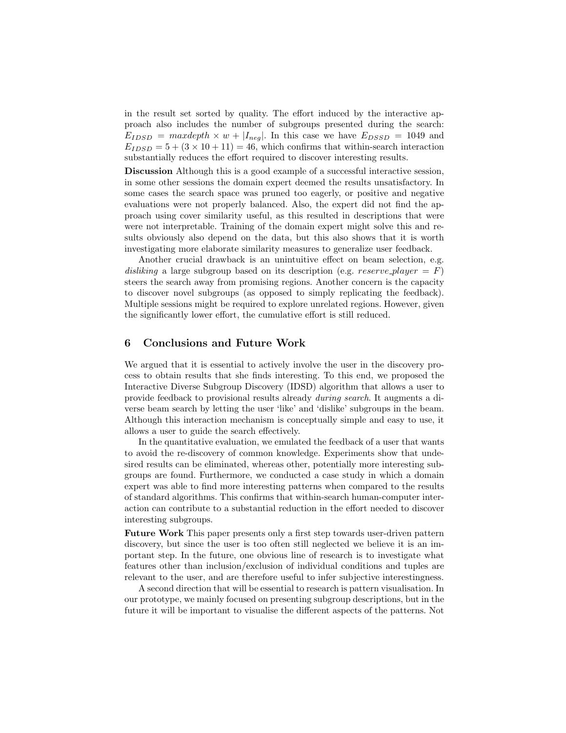in the result set sorted by quality. The effort induced by the interactive approach also includes the number of subgroups presented during the search: $E_{IDSD} = maxdepth \times w + |I_{neg}|$. In this case we have $E_{DSSD} = 1049$ and $E_{IDSD} = 5 + (3 \times 10 + 11) = 46$, which confirms that within-search interaction substantially reduces the effort required to discover interesting results.

**Discussion** Although this is a good example of a successful interactive session, in some other sessions the domain expert deemed the results unsatisfactory. In some cases the search space was pruned too eagerly, or positive and negative evaluations were not properly balanced. Also, the expert did not find the approach using cover similarity useful, as this resulted in descriptions that were were not interpretable. Training of the domain expert might solve this and results obviously also depend on the data, but this also shows that it is worth investigating more elaborate similarity measures to generalize user feedback.

Another crucial drawback is an unintuitive effect on beam selection, e.g. *disliking* a large subgroup based on its description (e.g. $reserve\_player = F$) steers the search away from promising regions. Another concern is the capacity to discover novel subgroups (as opposed to simply replicating the feedback). Multiple sessions might be required to explore unrelated regions. However, given the significantly lower effort, the cumulative effort is still reduced.

## 6 Conclusions and Future Work

We argued that it is essential to actively involve the user in the discovery process to obtain results that she finds interesting. To this end, we proposed the Interactive Diverse Subgroup Discovery (IDSD) algorithm that allows a user to provide feedback to provisional results already *during search*. It augments a diverse beam search by letting the user 'like' and 'dislike' subgroups in the beam. Although this interaction mechanism is conceptually simple and easy to use, it allows a user to guide the search effectively.

In the quantitative evaluation, we emulated the feedback of a user that wants to avoid the re-discovery of common knowledge. Experiments show that undesired results can be eliminated, whereas other, potentially more interesting subgroups are found. Furthermore, we conducted a case study in which a domain expert was able to find more interesting patterns when compared to the results of standard algorithms. This confirms that within-search human-computer interaction can contribute to a substantial reduction in the effort needed to discover interesting subgroups.

**Future Work** This paper presents only a first step towards user-driven pattern discovery, but since the user is too often still neglected we believe it is an important step. In the future, one obvious line of research is to investigate what features other than inclusion/exclusion of individual conditions and tuples are relevant to the user, and are therefore useful to infer subjective interestingness.

A second direction that will be essential to research is pattern visualisation. In our prototype, we mainly focused on presenting subgroup descriptions, but in the future it will be important to visualise the different aspects of the patterns. Not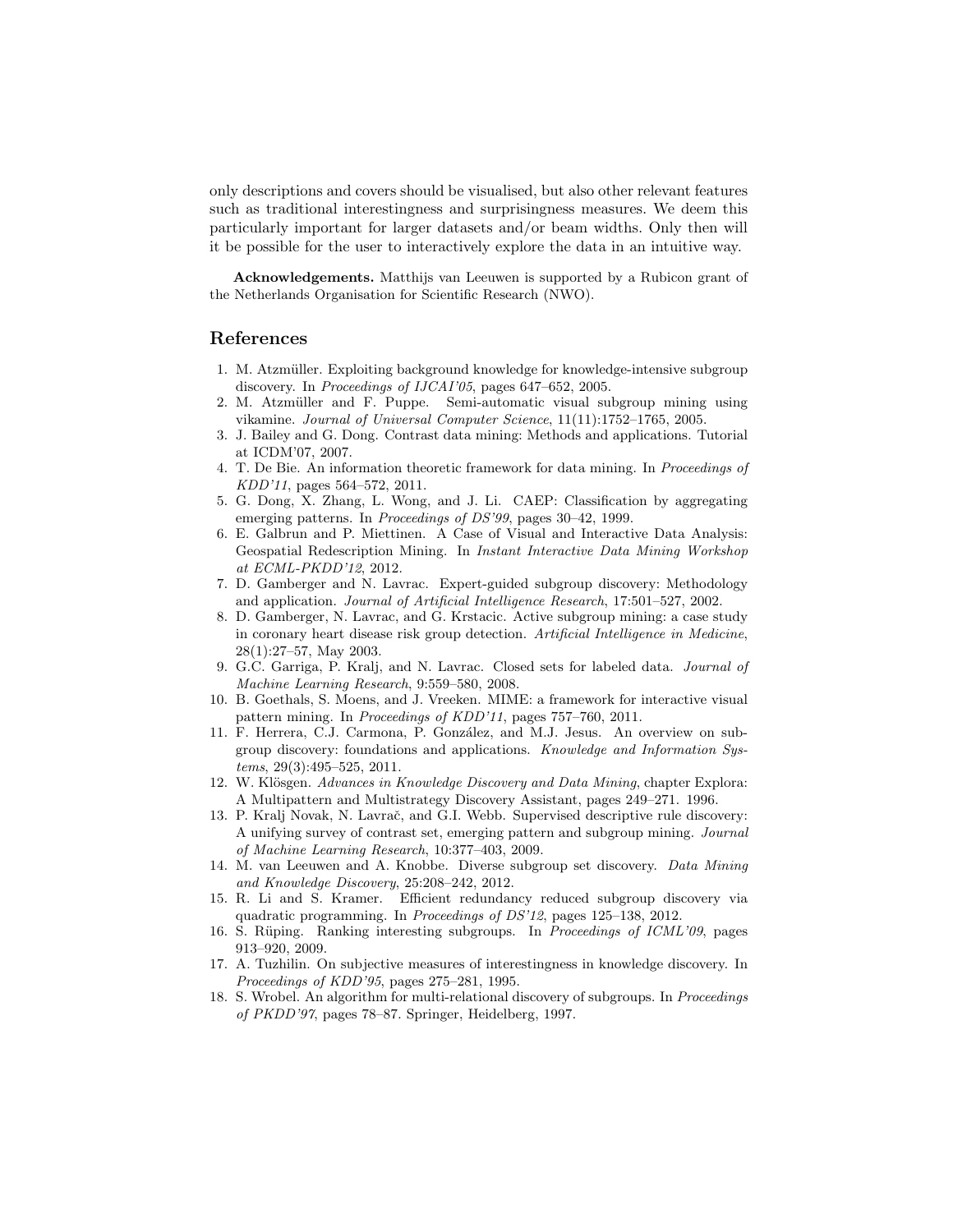only descriptions and covers should be visualised, but also other relevant features such as traditional interestingness and surprisingness measures. We deem this particularly important for larger datasets and/or beam widths. Only then will it be possible for the user to interactively explore the data in an intuitive way.

**Acknowledgements.** Matthijs van Leeuwen is supported by a Rubicon grant of the Netherlands Organisation for Scientific Research (NWO).

## References

1. M. Atzmüller. Exploiting background knowledge for knowledge-intensive subgroup discovery. In *Proceedings of IJCAI'05*, pages 647–652, 2005.
2. M. Atzmüller and F. Puppe. Semi-automatic visual subgroup mining using vikamine. *Journal of Universal Computer Science*, 11(11):1752–1765, 2005.
3. J. Bailey and G. Dong. Contrast data mining: Methods and applications. Tutorial at ICDM'07, 2007.
4. T. De Bie. An information theoretic framework for data mining. In *Proceedings of KDD'11*, pages 564–572, 2011.
5. G. Dong, X. Zhang, L. Wong, and J. Li. CAEP: Classification by aggregating emerging patterns. In *Proceedings of DS'99*, pages 30–42, 1999.
6. E. Galbrun and P. Miettinen. A Case of Visual and Interactive Data Analysis: Geospatial Redescription Mining. In *Instant Interactive Data Mining Workshop at ECML-PKDD'12*, 2012.
7. D. Gamberger and N. Lavrac. Expert-guided subgroup discovery: Methodology and application. *Journal of Artificial Intelligence Research*, 17:501–527, 2002.
8. D. Gamberger, N. Lavrac, and G. Krstacic. Active subgroup mining: a case study in coronary heart disease risk group detection. *Artificial Intelligence in Medicine*, 28(1):27–57, May 2003.
9. G.C. Garriga, P. Kralj, and N. Lavrac. Closed sets for labeled data. *Journal of Machine Learning Research*, 9:559–580, 2008.
10. B. Goethals, S. Moens, and J. Vreeken. MIME: a framework for interactive visual pattern mining. In *Proceedings of KDD'11*, pages 757–760, 2011.
11. F. Herrera, C.J. Carmona, P. González, and M.J. Jesus. An overview on subgroup discovery: foundations and applications. *Knowledge and Information Systems*, 29(3):495–525, 2011.
12. W. Klösgen. *Advances in Knowledge Discovery and Data Mining*, chapter Explora: A Multipattern and Multistrategy Discovery Assistant, pages 249–271. 1996.
13. P. Kralj Novak, N. Lavrač, and G.I. Webb. Supervised descriptive rule discovery: A unifying survey of contrast set, emerging pattern and subgroup mining. *Journal of Machine Learning Research*, 10:377–403, 2009.
14. M. van Leeuwen and A. Knobbe. Diverse subgroup set discovery. *Data Mining and Knowledge Discovery*, 25:208–242, 2012.
15. R. Li and S. Kramer. Efficient redundancy reduced subgroup discovery via quadratic programming. In *Proceedings of DS'12*, pages 125–138, 2012.
16. S. Rüping. Ranking interesting subgroups. In *Proceedings of ICML'09*, pages 913–920, 2009.
17. A. Tuzhilin. On subjective measures of interestingness in knowledge discovery. In *Proceedings of KDD'95*, pages 275–281, 1995.
18. S. Wrobel. An algorithm for multi-relational discovery of subgroups. In *Proceedings of PKDD'97*, pages 78–87. Springer, Heidelberg, 1997.